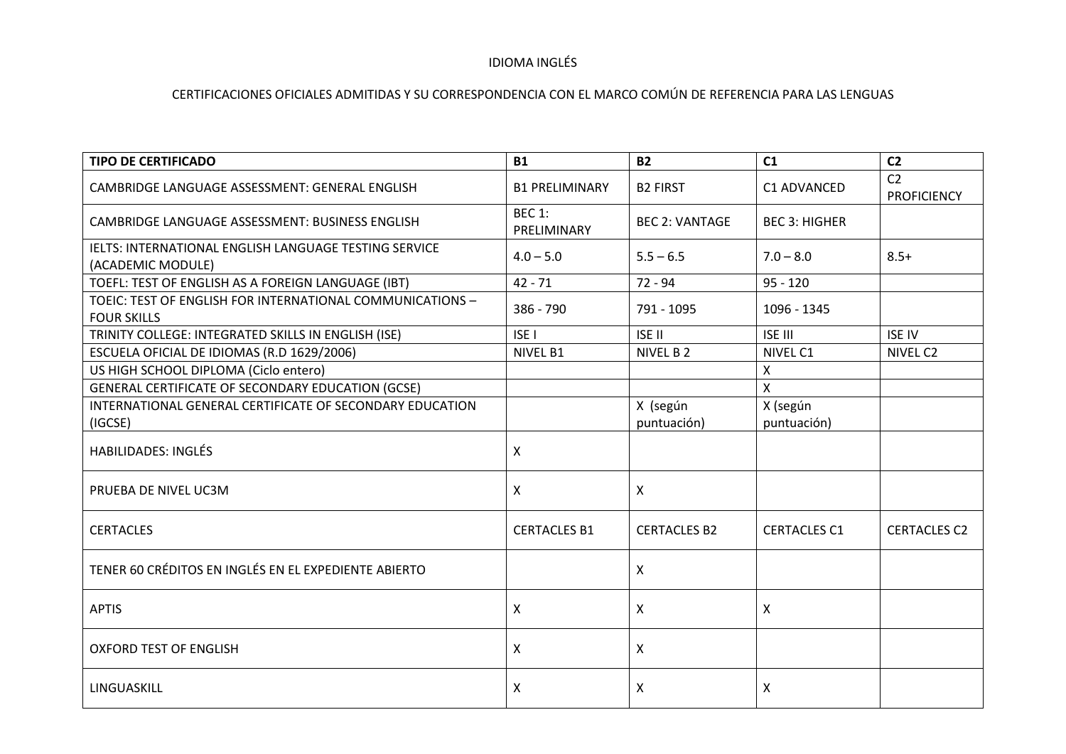IDIOMA INGLÉS

CERTIFICACIONES OFICIALES ADMITIDAS Y SU CORRESPONDENCIA CON EL MARCO COMÚN DE REFERENCIA PARA LAS LENGUAS

| TIPO DE CERTIFICADO | B1 | B2 | C1 | C2 |
|---|---|---|---|---|
| CAMBRIDGE LANGUAGE ASSESSMENT: GENERAL ENGLISH | B1 PRELIMINARY | B2 FIRST | C1 ADVANCED | C2 PROFICIENCY |
| CAMBRIDGE LANGUAGE ASSESSMENT: BUSINESS ENGLISH | BEC 1: PRELIMINARY | BEC 2: VANTAGE | BEC 3: HIGHER | |
| IELTS: INTERNATIONAL ENGLISH LANGUAGE TESTING SERVICE (ACADEMIC MODULE) | 4.0 – 5.0 | 5.5 – 6.5 | 7.0 – 8.0 | 8.5+ |
| TOEFL: TEST OF ENGLISH AS A FOREIGN LANGUAGE (IBT) | 42 - 71 | 72 - 94 | 95 - 120 | |
| TOEIC: TEST OF ENGLISH FOR INTERNATIONAL COMMUNICATIONS – FOUR SKILLS | 386 - 790 | 791 - 1095 | 1096 - 1345 | |
| TRINITY COLLEGE: INTEGRATED SKILLS IN ENGLISH (ISE) | ISE I | ISE II | ISE III | ISE IV |
| ESCUELA OFICIAL DE IDIOMAS (R.D 1629/2006) | NIVEL B1 | NIVEL B 2 | NIVEL C1 | NIVEL C2 |
| US HIGH SCHOOL DIPLOMA (Ciclo entero) | | | X | |
| GENERAL CERTIFICATE OF SECONDARY EDUCATION (GCSE) | | | X | |
| INTERNATIONAL GENERAL CERTIFICATE OF SECONDARY EDUCATION (IGCSE) | | X (según puntuación) | X (según puntuación) | |
| HABILIDADES: INGLÉS | X | | | |
| PRUEBA DE NIVEL UC3M | X | X | | |
| CERTACLES | CERTACLES B1 | CERTACLES B2 | CERTACLES C1 | CERTACLES C2 |
| TENER 60 CRÉDITOS EN INGLÉS EN EL EXPEDIENTE ABIERTO | | X | | |
| APTIS | X | X | X | |
| OXFORD TEST OF ENGLISH | X | X | | |
| LINGUASKILL | X | X | X | |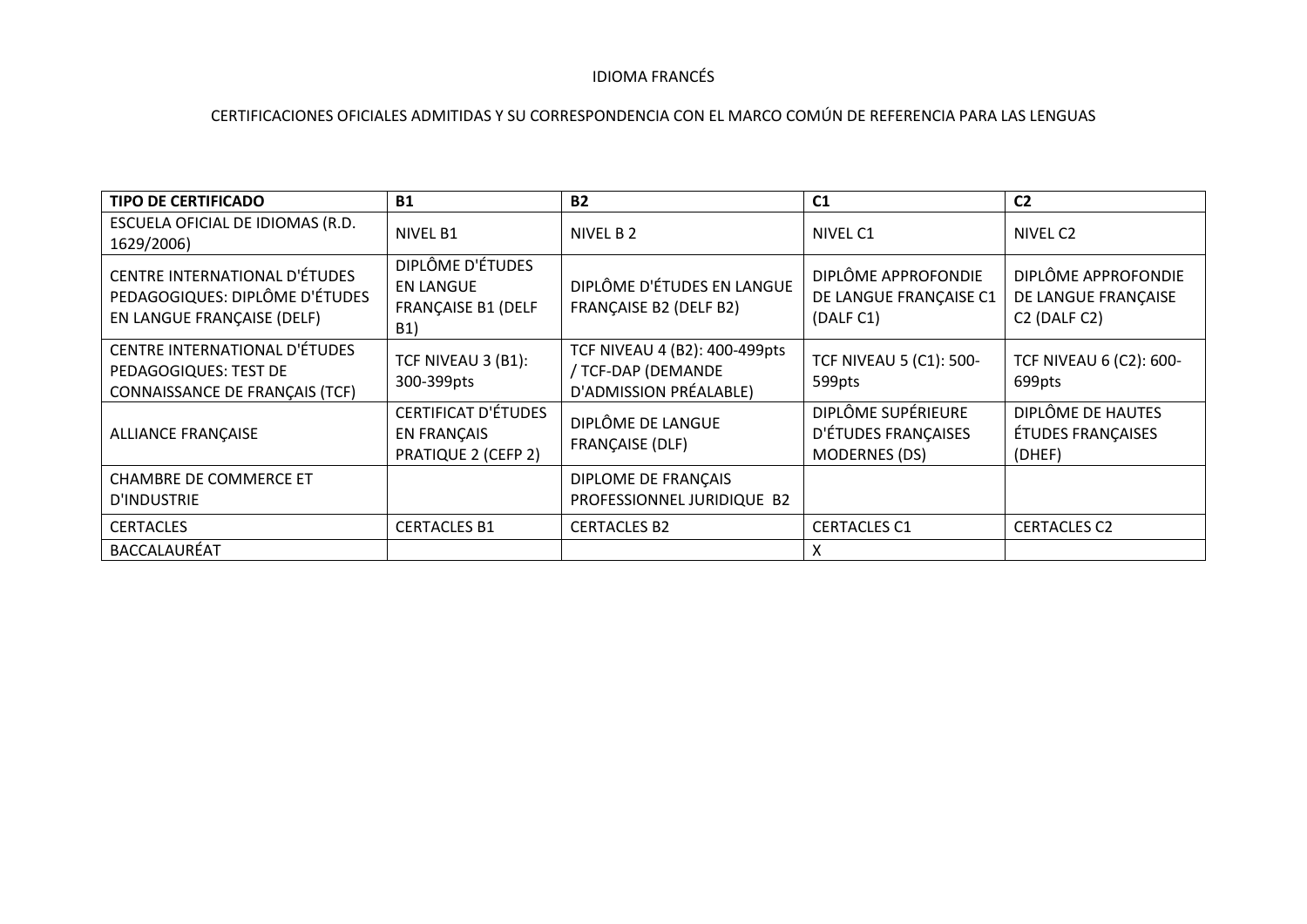IDIOMA FRANCÉS

CERTIFICACIONES OFICIALES ADMITIDAS Y SU CORRESPONDENCIA CON EL MARCO COMÚN DE REFERENCIA PARA LAS LENGUAS

| **TIPO DE CERTIFICADO** | **B1** | **B2** | **C1** | **C2** |
|---|---|---|---|---|
| ESCUELA OFICIAL DE IDIOMAS (R.D. 1629/2006) | NIVEL B1 | NIVEL B 2 | NIVEL C1 | NIVEL C2 |
| CENTRE INTERNATIONAL D'ÉTUDES PEDAGOGIQUES: DIPLÔME D'ÉTUDES EN LANGUE FRANÇAISE (DELF) | DIPLÔME D'ÉTUDES EN LANGUE FRANÇAISE B1 (DELF B1) | DIPLÔME D'ÉTUDES EN LANGUE FRANÇAISE B2 (DELF B2) | DIPLÔME APPROFONDIE DE LANGUE FRANÇAISE C1 (DALF C1) | DIPLÔME APPROFONDIE DE LANGUE FRANÇAISE C2 (DALF C2) |
| CENTRE INTERNATIONAL D'ÉTUDES PEDAGOGIQUES: TEST DE CONNAISSANCE DE FRANÇAIS (TCF) | TCF NIVEAU 3 (B1): 300-399pts | TCF NIVEAU 4 (B2): 400-499pts / TCF-DAP (DEMANDE D'ADMISSION PRÉALABLE) | TCF NIVEAU 5 (C1): 500-599pts | TCF NIVEAU 6 (C2): 600-699pts |
| ALLIANCE FRANÇAISE | CERTIFICAT D'ÉTUDES EN FRANÇAIS PRATIQUE 2 (CEFP 2) | DIPLÔME DE LANGUE FRANÇAISE (DLF) | DIPLÔME SUPÉRIEURE D'ÉTUDES FRANÇAISES MODERNES (DS) | DIPLÔME DE HAUTES ÉTUDES FRANÇAISES (DHEF) |
| CHAMBRE DE COMMERCE ET D'INDUSTRIE | | DIPLOME DE FRANÇAIS PROFESSIONNEL JURIDIQUE B2 | | |
| CERTACLES | CERTACLES B1 | CERTACLES B2 | CERTACLES C1 | CERTACLES C2 |
| BACCALAURÉAT | | | X | |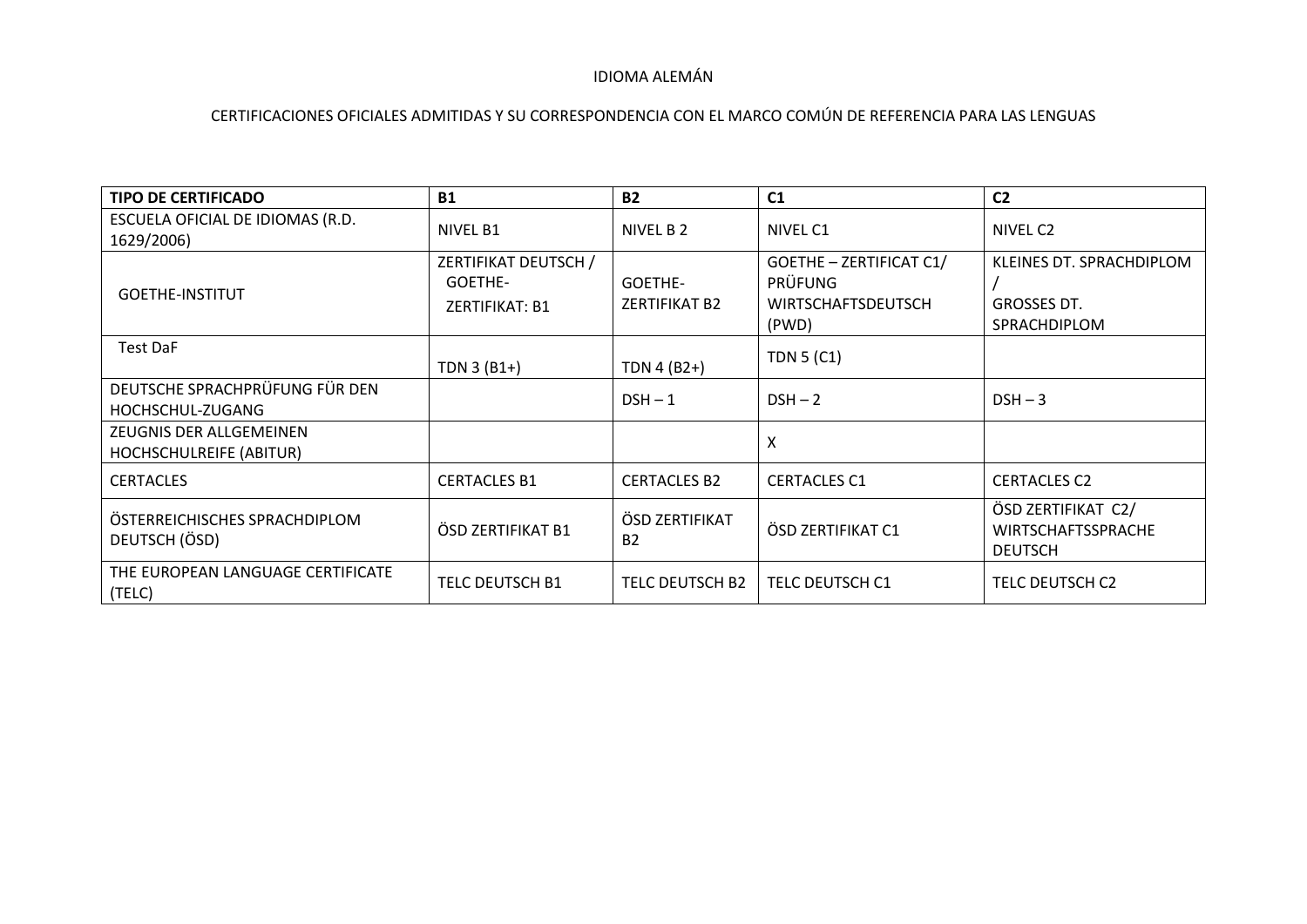IDIOMA ALEMÁN

CERTIFICACIONES OFICIALES ADMITIDAS Y SU CORRESPONDENCIA CON EL MARCO COMÚN DE REFERENCIA PARA LAS LENGUAS

| TIPO DE CERTIFICADO | B1 | B2 | C1 | C2 |
|---|---|---|---|---|
| ESCUELA OFICIAL DE IDIOMAS (R.D. 1629/2006) | NIVEL B1 | NIVEL B 2 | NIVEL C1 | NIVEL C2 |
| GOETHE-INSTITUT | ZERTIFIKAT DEUTSCH / GOETHE-ZERTIFIKAT: B1 | GOETHE-ZERTIFIKAT B2 | GOETHE – ZERTIFICAT C1/ PRÜFUNG WIRTSCHAFTSDEUTSCH (PWD) | KLEINES DT. SPRACHDIPLOM / GROSSES DT. SPRACHDIPLOM |
| Test DaF | TDN 3 (B1+) | TDN 4 (B2+) | TDN 5 (C1) | |
| DEUTSCHE SPRACHPRÜFUNG FÜR DEN HOCHSCHUL-ZUGANG | | DSH – 1 | DSH – 2 | DSH – 3 |
| ZEUGNIS DER ALLGEMEINEN HOCHSCHULREIFE (ABITUR) | | | X | |
| CERTACLES | CERTACLES B1 | CERTACLES B2 | CERTACLES C1 | CERTACLES C2 |
| ÖSTERREICHISCHES SPRACHDIPLOM DEUTSCH (ÖSD) | ÖSD ZERTIFIKAT B1 | ÖSD ZERTIFIKAT B2 | ÖSD ZERTIFIKAT C1 | ÖSD ZERTIFIKAT C2/ WIRTSCHAFTSSPRACHE DEUTSCH |
| THE EUROPEAN LANGUAGE CERTIFICATE (TELC) | TELC DEUTSCH B1 | TELC DEUTSCH B2 | TELC DEUTSCH C1 | TELC DEUTSCH C2 |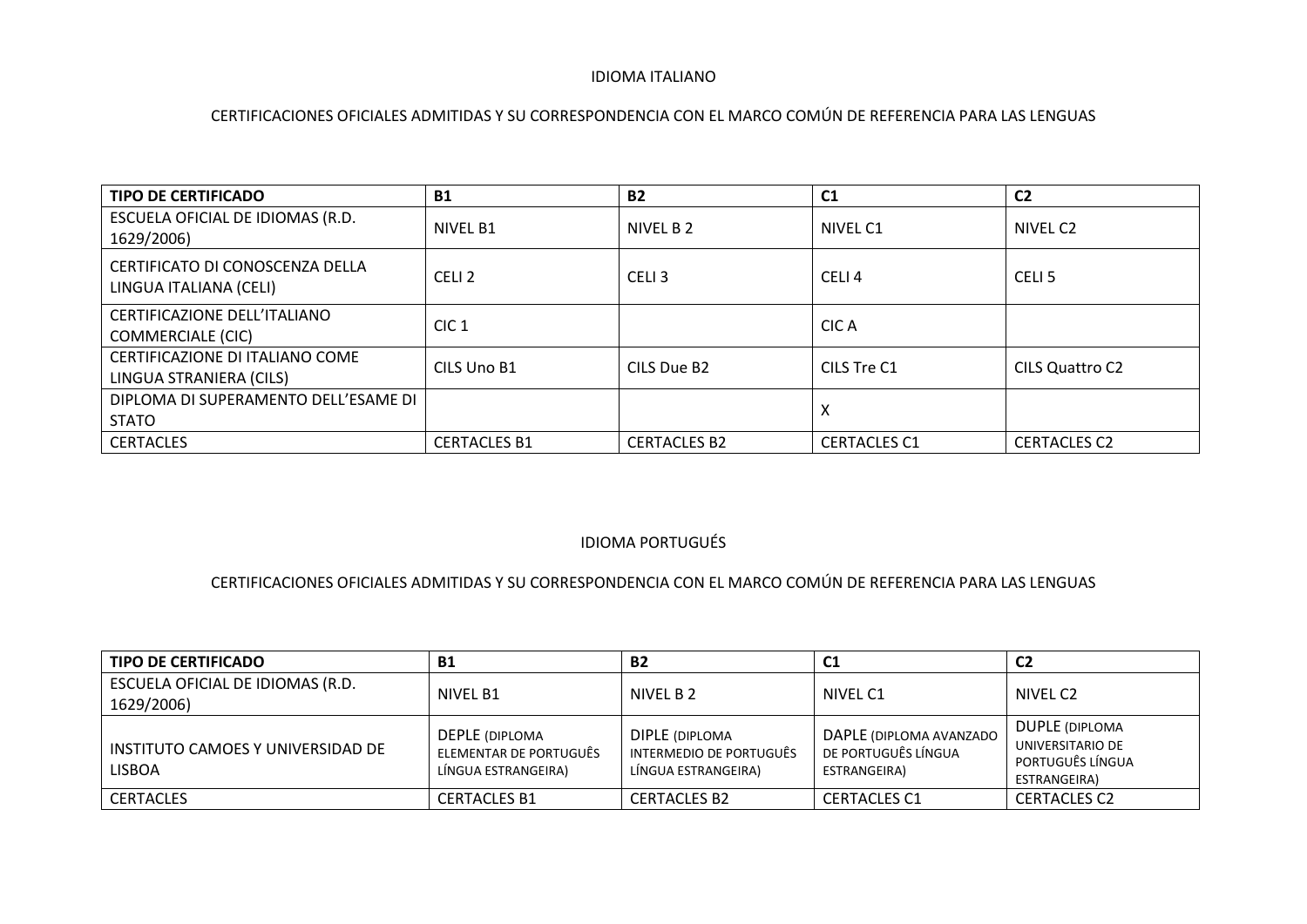## IDIOMA ITALIANO

CERTIFICACIONES OFICIALES ADMITIDAS Y SU CORRESPONDENCIA CON EL MARCO COMÚN DE REFERENCIA PARA LAS LENGUAS

| TIPO DE CERTIFICADO | B1 | B2 | C1 | C2 |
|---|---|---|---|---|
| ESCUELA OFICIAL DE IDIOMAS (R.D. 1629/2006) | NIVEL B1 | NIVEL B 2 | NIVEL C1 | NIVEL C2 |
| CERTIFICATO DI CONOSCENZA DELLA LINGUA ITALIANA (CELI) | CELI 2 | CELI 3 | CELI 4 | CELI 5 |
| CERTIFICAZIONE DELL'ITALIANO COMMERCIALE (CIC) | CIC 1 | | CIC A | |
| CERTIFICAZIONE DI ITALIANO COME LINGUA STRANIERA (CILS) | CILS Uno B1 | CILS Due B2 | CILS Tre C1 | CILS Quattro C2 |
| DIPLOMA DI SUPERAMENTO DELL'ESAME DI STATO | | | X | |
| CERTACLES | CERTACLES B1 | CERTACLES B2 | CERTACLES C1 | CERTACLES C2 |

## IDIOMA PORTUGUÉS

CERTIFICACIONES OFICIALES ADMITIDAS Y SU CORRESPONDENCIA CON EL MARCO COMÚN DE REFERENCIA PARA LAS LENGUAS

| TIPO DE CERTIFICADO | B1 | B2 | C1 | C2 |
|---|---|---|---|---|
| ESCUELA OFICIAL DE IDIOMAS (R.D. 1629/2006) | NIVEL B1 | NIVEL B 2 | NIVEL C1 | NIVEL C2 |
| INSTITUTO CAMOES Y UNIVERSIDAD DE LISBOA | DEPLE (DIPLOMA ELEMENTAR DE PORTUGUÊS LÍNGUA ESTRANGEIRA) | DIPLE (DIPLOMA INTERMEDIO DE PORTUGUÊS LÍNGUA ESTRANGEIRA) | DAPLE (DIPLOMA AVANZADO DE PORTUGUÊS LÍNGUA ESTRANGEIRA) | DUPLE (DIPLOMA UNIVERSITARIO DE PORTUGUÊS LÍNGUA ESTRANGEIRA) |
| CERTACLES | CERTACLES B1 | CERTACLES B2 | CERTACLES C1 | CERTACLES C2 |